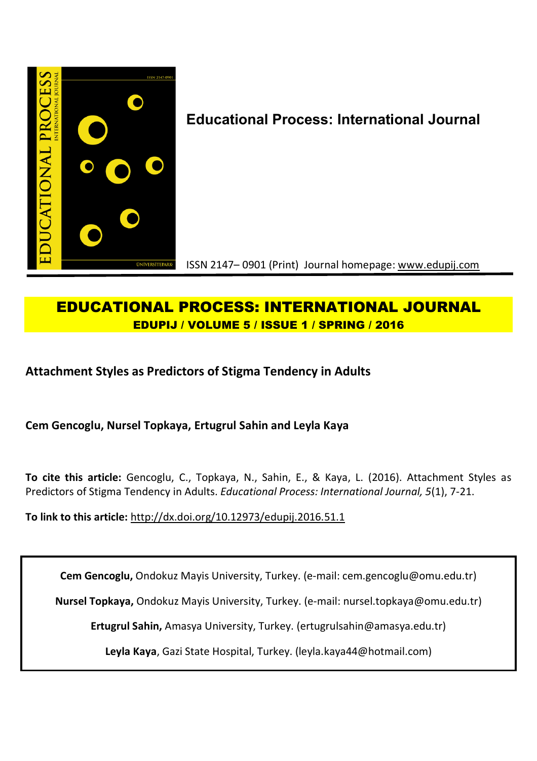# Educational Process: International Journal

ISSN 2147– 0901 (Print) Journal homepage: www.edupij.com

## EDUCATIONAL PROCESS: INTERNATIONAL JOURNAL
**EDUPIJ / VOLUME 5 / ISSUE 1 / SPRING / 2016**

## Attachment Styles as Predictors of Stigma Tendency in Adults

**Cem Gencoglu, Nursel Topkaya, Ertugrul Sahin and Leyla Kaya**

**To cite this article:** Gencoglu, C., Topkaya, N., Sahin, E., & Kaya, L. (2016). Attachment Styles as Predictors of Stigma Tendency in Adults. *Educational Process: International Journal, 5*(1), 7-21.

**To link to this article:** http://dx.doi.org/10.12973/edupij.2016.51.1

**Cem Gencoglu,** Ondokuz Mayis University, Turkey. (e-mail: cem.gencoglu@omu.edu.tr)

**Nursel Topkaya,** Ondokuz Mayis University, Turkey. (e-mail: nursel.topkaya@omu.edu.tr)

**Ertugrul Sahin,** Amasya University, Turkey. (ertugrulsahin@amasya.edu.tr)

**Leyla Kaya**, Gazi State Hospital, Turkey. (leyla.kaya44@hotmail.com)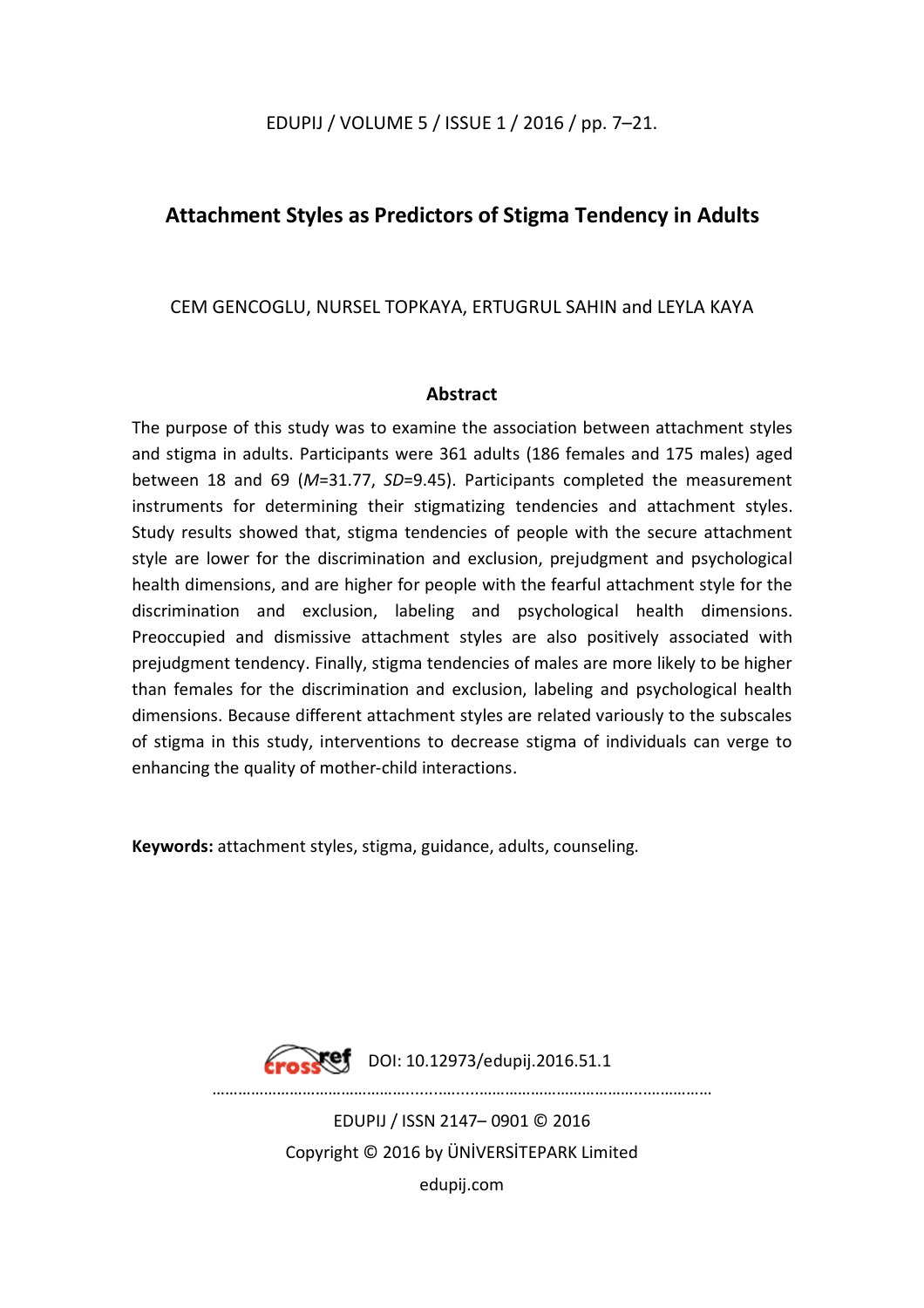# Attachment Styles as Predictors of Stigma Tendency in Adults

CEM GENCOGLU, NURSEL TOPKAYA, ERTUGRUL SAHIN and LEYLA KAYA

## Abstract

The purpose of this study was to examine the association between attachment styles and stigma in adults. Participants were 361 adults (186 females and 175 males) aged between 18 and 69 (*M*=31.77, *SD*=9.45). Participants completed the measurement instruments for determining their stigmatizing tendencies and attachment styles. Study results showed that, stigma tendencies of people with the secure attachment style are lower for the discrimination and exclusion, prejudgment and psychological health dimensions, and are higher for people with the fearful attachment style for the discrimination and exclusion, labeling and psychological health dimensions. Preoccupied and dismissive attachment styles are also positively associated with prejudgment tendency. Finally, stigma tendencies of males are more likely to be higher than females for the discrimination and exclusion, labeling and psychological health dimensions. Because different attachment styles are related variously to the subscales of stigma in this study, interventions to decrease stigma of individuals can verge to enhancing the quality of mother-child interactions.

**Keywords:** attachment styles, stigma, guidance, adults, counseling.

DOI: 10.12973/edupij.2016.51.1

EDUPIJ / ISSN 2147– 0901 © 2016

Copyright © 2016 by ÜNİVERSİTEPARK Limited

edupij.com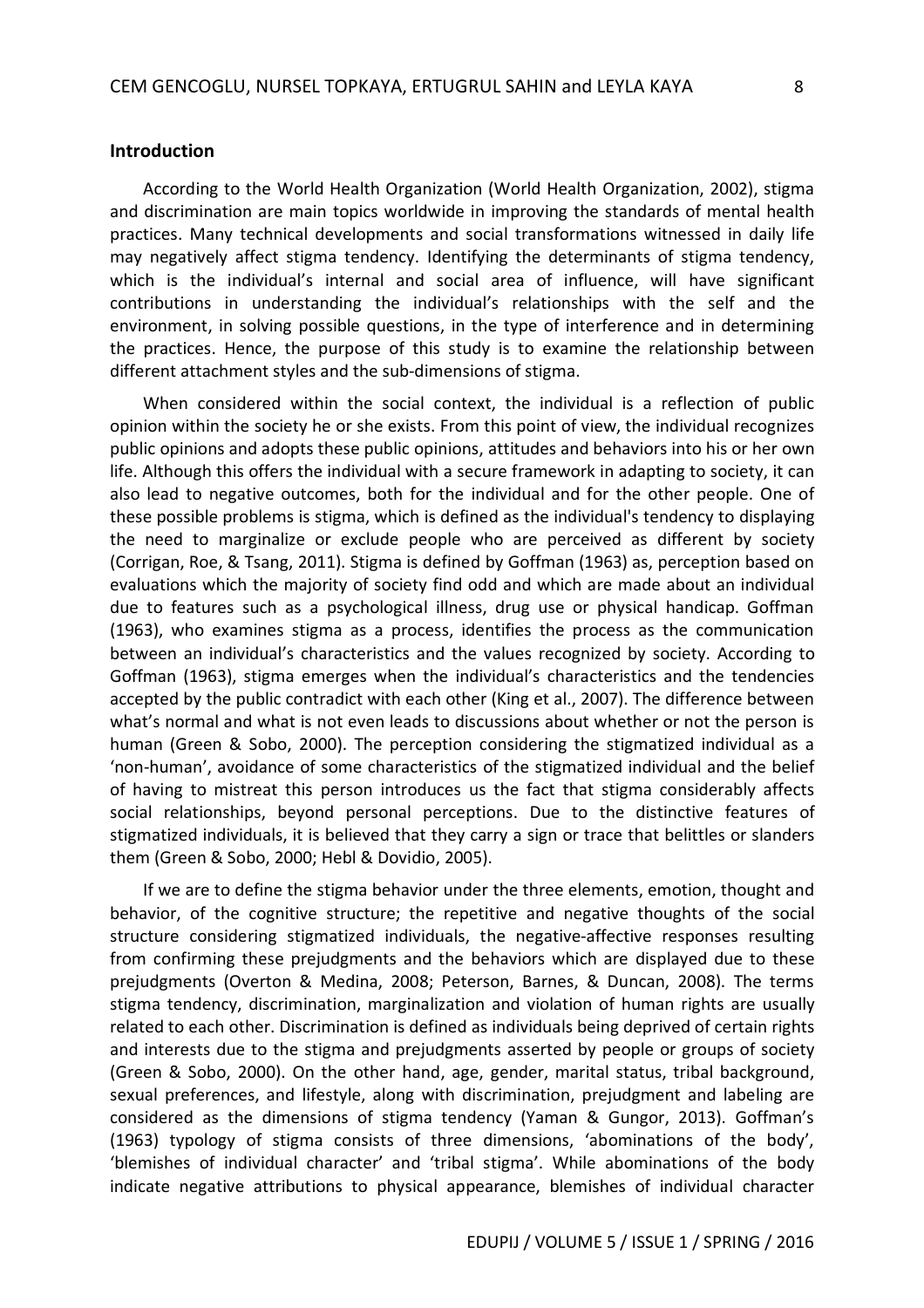## Introduction

According to the World Health Organization (World Health Organization, 2002), stigma and discrimination are main topics worldwide in improving the standards of mental health practices. Many technical developments and social transformations witnessed in daily life may negatively affect stigma tendency. Identifying the determinants of stigma tendency, which is the individual's internal and social area of influence, will have significant contributions in understanding the individual's relationships with the self and the environment, in solving possible questions, in the type of interference and in determining the practices. Hence, the purpose of this study is to examine the relationship between different attachment styles and the sub-dimensions of stigma.

When considered within the social context, the individual is a reflection of public opinion within the society he or she exists. From this point of view, the individual recognizes public opinions and adopts these public opinions, attitudes and behaviors into his or her own life. Although this offers the individual with a secure framework in adapting to society, it can also lead to negative outcomes, both for the individual and for the other people. One of these possible problems is stigma, which is defined as the individual's tendency to displaying the need to marginalize or exclude people who are perceived as different by society (Corrigan, Roe, & Tsang, 2011). Stigma is defined by Goffman (1963) as, perception based on evaluations which the majority of society find odd and which are made about an individual due to features such as a psychological illness, drug use or physical handicap. Goffman (1963), who examines stigma as a process, identifies the process as the communication between an individual's characteristics and the values recognized by society. According to Goffman (1963), stigma emerges when the individual's characteristics and the tendencies accepted by the public contradict with each other (King et al., 2007). The difference between what's normal and what is not even leads to discussions about whether or not the person is human (Green & Sobo, 2000). The perception considering the stigmatized individual as a 'non-human', avoidance of some characteristics of the stigmatized individual and the belief of having to mistreat this person introduces us the fact that stigma considerably affects social relationships, beyond personal perceptions. Due to the distinctive features of stigmatized individuals, it is believed that they carry a sign or trace that belittles or slanders them (Green & Sobo, 2000; Hebl & Dovidio, 2005).

If we are to define the stigma behavior under the three elements, emotion, thought and behavior, of the cognitive structure; the repetitive and negative thoughts of the social structure considering stigmatized individuals, the negative-affective responses resulting from confirming these prejudgments and the behaviors which are displayed due to these prejudgments (Overton & Medina, 2008; Peterson, Barnes, & Duncan, 2008). The terms stigma tendency, discrimination, marginalization and violation of human rights are usually related to each other. Discrimination is defined as individuals being deprived of certain rights and interests due to the stigma and prejudgments asserted by people or groups of society (Green & Sobo, 2000). On the other hand, age, gender, marital status, tribal background, sexual preferences, and lifestyle, along with discrimination, prejudgment and labeling are considered as the dimensions of stigma tendency (Yaman & Gungor, 2013). Goffman's (1963) typology of stigma consists of three dimensions, 'abominations of the body', 'blemishes of individual character' and 'tribal stigma'. While abominations of the body indicate negative attributions to physical appearance, blemishes of individual character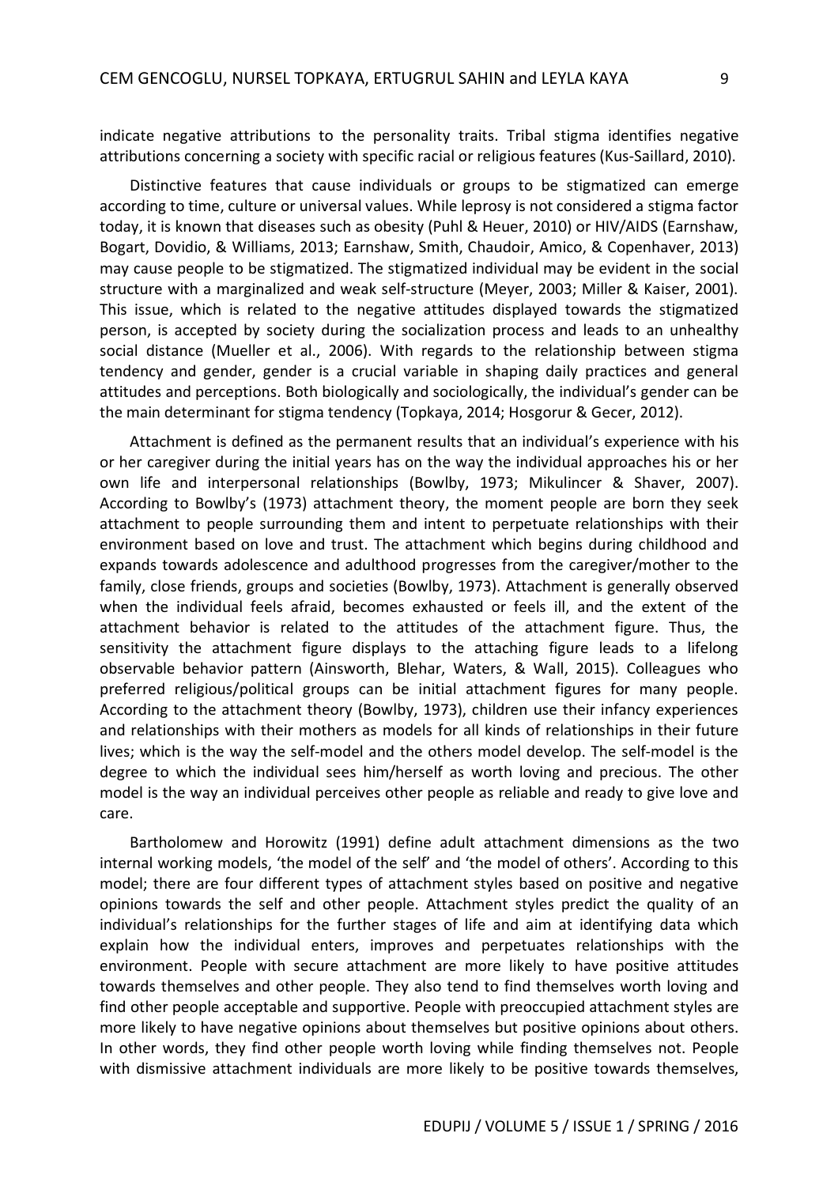indicate negative attributions to the personality traits. Tribal stigma identifies negative attributions concerning a society with specific racial or religious features (Kus-Saillard, 2010).

Distinctive features that cause individuals or groups to be stigmatized can emerge according to time, culture or universal values. While leprosy is not considered a stigma factor today, it is known that diseases such as obesity (Puhl & Heuer, 2010) or HIV/AIDS (Earnshaw, Bogart, Dovidio, & Williams, 2013; Earnshaw, Smith, Chaudoir, Amico, & Copenhaver, 2013) may cause people to be stigmatized. The stigmatized individual may be evident in the social structure with a marginalized and weak self-structure (Meyer, 2003; Miller & Kaiser, 2001). This issue, which is related to the negative attitudes displayed towards the stigmatized person, is accepted by society during the socialization process and leads to an unhealthy social distance (Mueller et al., 2006). With regards to the relationship between stigma tendency and gender, gender is a crucial variable in shaping daily practices and general attitudes and perceptions. Both biologically and sociologically, the individual's gender can be the main determinant for stigma tendency (Topkaya, 2014; Hosgorur & Gecer, 2012).

Attachment is defined as the permanent results that an individual's experience with his or her caregiver during the initial years has on the way the individual approaches his or her own life and interpersonal relationships (Bowlby, 1973; Mikulincer & Shaver, 2007). According to Bowlby's (1973) attachment theory, the moment people are born they seek attachment to people surrounding them and intent to perpetuate relationships with their environment based on love and trust. The attachment which begins during childhood and expands towards adolescence and adulthood progresses from the caregiver/mother to the family, close friends, groups and societies (Bowlby, 1973). Attachment is generally observed when the individual feels afraid, becomes exhausted or feels ill, and the extent of the attachment behavior is related to the attitudes of the attachment figure. Thus, the sensitivity the attachment figure displays to the attaching figure leads to a lifelong observable behavior pattern (Ainsworth, Blehar, Waters, & Wall, 2015). Colleagues who preferred religious/political groups can be initial attachment figures for many people. According to the attachment theory (Bowlby, 1973), children use their infancy experiences and relationships with their mothers as models for all kinds of relationships in their future lives; which is the way the self-model and the others model develop. The self-model is the degree to which the individual sees him/herself as worth loving and precious. The other model is the way an individual perceives other people as reliable and ready to give love and care.

Bartholomew and Horowitz (1991) define adult attachment dimensions as the two internal working models, 'the model of the self' and 'the model of others'. According to this model; there are four different types of attachment styles based on positive and negative opinions towards the self and other people. Attachment styles predict the quality of an individual's relationships for the further stages of life and aim at identifying data which explain how the individual enters, improves and perpetuates relationships with the environment. People with secure attachment are more likely to have positive attitudes towards themselves and other people. They also tend to find themselves worth loving and find other people acceptable and supportive. People with preoccupied attachment styles are more likely to have negative opinions about themselves but positive opinions about others. In other words, they find other people worth loving while finding themselves not. People with dismissive attachment individuals are more likely to be positive towards themselves,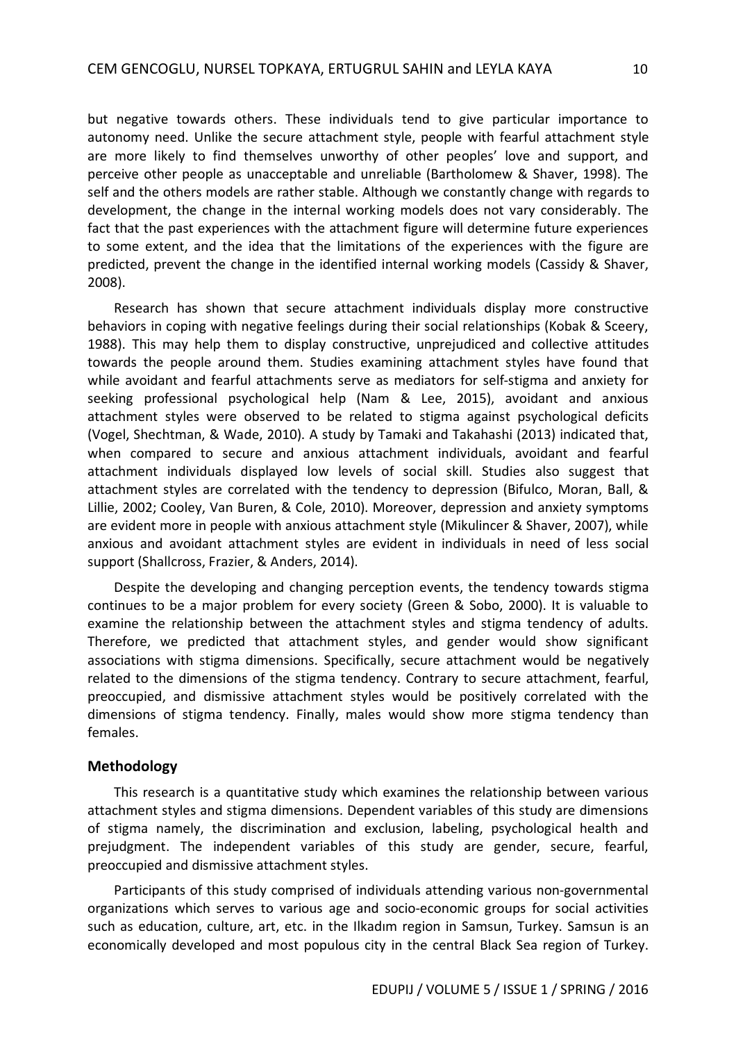but negative towards others. These individuals tend to give particular importance to autonomy need. Unlike the secure attachment style, people with fearful attachment style are more likely to find themselves unworthy of other peoples' love and support, and perceive other people as unacceptable and unreliable (Bartholomew & Shaver, 1998). The self and the others models are rather stable. Although we constantly change with regards to development, the change in the internal working models does not vary considerably. The fact that the past experiences with the attachment figure will determine future experiences to some extent, and the idea that the limitations of the experiences with the figure are predicted, prevent the change in the identified internal working models (Cassidy & Shaver, 2008).

Research has shown that secure attachment individuals display more constructive behaviors in coping with negative feelings during their social relationships (Kobak & Sceery, 1988). This may help them to display constructive, unprejudiced and collective attitudes towards the people around them. Studies examining attachment styles have found that while avoidant and fearful attachments serve as mediators for self-stigma and anxiety for seeking professional psychological help (Nam & Lee, 2015), avoidant and anxious attachment styles were observed to be related to stigma against psychological deficits (Vogel, Shechtman, & Wade, 2010). A study by Tamaki and Takahashi (2013) indicated that, when compared to secure and anxious attachment individuals, avoidant and fearful attachment individuals displayed low levels of social skill. Studies also suggest that attachment styles are correlated with the tendency to depression (Bifulco, Moran, Ball, & Lillie, 2002; Cooley, Van Buren, & Cole, 2010). Moreover, depression and anxiety symptoms are evident more in people with anxious attachment style (Mikulincer & Shaver, 2007), while anxious and avoidant attachment styles are evident in individuals in need of less social support (Shallcross, Frazier, & Anders, 2014).

Despite the developing and changing perception events, the tendency towards stigma continues to be a major problem for every society (Green & Sobo, 2000). It is valuable to examine the relationship between the attachment styles and stigma tendency of adults. Therefore, we predicted that attachment styles, and gender would show significant associations with stigma dimensions. Specifically, secure attachment would be negatively related to the dimensions of the stigma tendency. Contrary to secure attachment, fearful, preoccupied, and dismissive attachment styles would be positively correlated with the dimensions of stigma tendency. Finally, males would show more stigma tendency than females.

## Methodology

This research is a quantitative study which examines the relationship between various attachment styles and stigma dimensions. Dependent variables of this study are dimensions of stigma namely, the discrimination and exclusion, labeling, psychological health and prejudgment. The independent variables of this study are gender, secure, fearful, preoccupied and dismissive attachment styles.

Participants of this study comprised of individuals attending various non-governmental organizations which serves to various age and socio-economic groups for social activities such as education, culture, art, etc. in the Ilkadım region in Samsun, Turkey. Samsun is an economically developed and most populous city in the central Black Sea region of Turkey.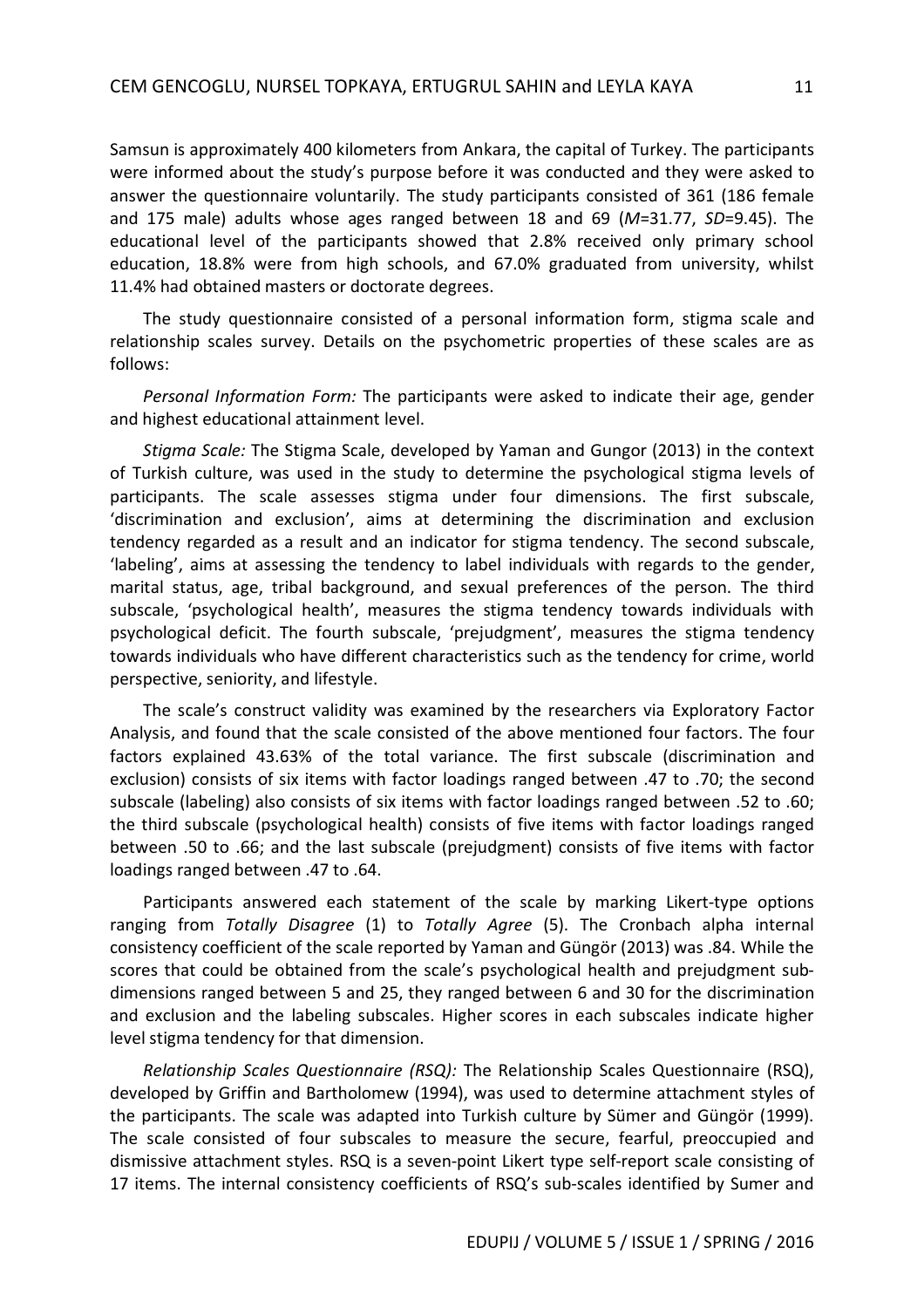Samsun is approximately 400 kilometers from Ankara, the capital of Turkey. The participants were informed about the study's purpose before it was conducted and they were asked to answer the questionnaire voluntarily. The study participants consisted of 361 (186 female and 175 male) adults whose ages ranged between 18 and 69 (*M*=31.77, *SD*=9.45). The educational level of the participants showed that 2.8% received only primary school education, 18.8% were from high schools, and 67.0% graduated from university, whilst 11.4% had obtained masters or doctorate degrees.

The study questionnaire consisted of a personal information form, stigma scale and relationship scales survey. Details on the psychometric properties of these scales are as follows:

*Personal Information Form:* The participants were asked to indicate their age, gender and highest educational attainment level.

*Stigma Scale:* The Stigma Scale, developed by Yaman and Gungor (2013) in the context of Turkish culture, was used in the study to determine the psychological stigma levels of participants. The scale assesses stigma under four dimensions. The first subscale, 'discrimination and exclusion', aims at determining the discrimination and exclusion tendency regarded as a result and an indicator for stigma tendency. The second subscale, 'labeling', aims at assessing the tendency to label individuals with regards to the gender, marital status, age, tribal background, and sexual preferences of the person. The third subscale, 'psychological health', measures the stigma tendency towards individuals with psychological deficit. The fourth subscale, 'prejudgment', measures the stigma tendency towards individuals who have different characteristics such as the tendency for crime, world perspective, seniority, and lifestyle.

The scale's construct validity was examined by the researchers via Exploratory Factor Analysis, and found that the scale consisted of the above mentioned four factors. The four factors explained 43.63% of the total variance. The first subscale (discrimination and exclusion) consists of six items with factor loadings ranged between .47 to .70; the second subscale (labeling) also consists of six items with factor loadings ranged between .52 to .60; the third subscale (psychological health) consists of five items with factor loadings ranged between .50 to .66; and the last subscale (prejudgment) consists of five items with factor loadings ranged between .47 to .64.

Participants answered each statement of the scale by marking Likert-type options ranging from *Totally Disagree* (1) to *Totally Agree* (5). The Cronbach alpha internal consistency coefficient of the scale reported by Yaman and Güngör (2013) was .84. While the scores that could be obtained from the scale's psychological health and prejudgment sub-dimensions ranged between 5 and 25, they ranged between 6 and 30 for the discrimination and exclusion and the labeling subscales. Higher scores in each subscales indicate higher level stigma tendency for that dimension.

*Relationship Scales Questionnaire (RSQ):* The Relationship Scales Questionnaire (RSQ), developed by Griffin and Bartholomew (1994), was used to determine attachment styles of the participants. The scale was adapted into Turkish culture by Sümer and Güngör (1999). The scale consisted of four subscales to measure the secure, fearful, preoccupied and dismissive attachment styles. RSQ is a seven-point Likert type self-report scale consisting of 17 items. The internal consistency coefficients of RSQ's sub-scales identified by Sumer and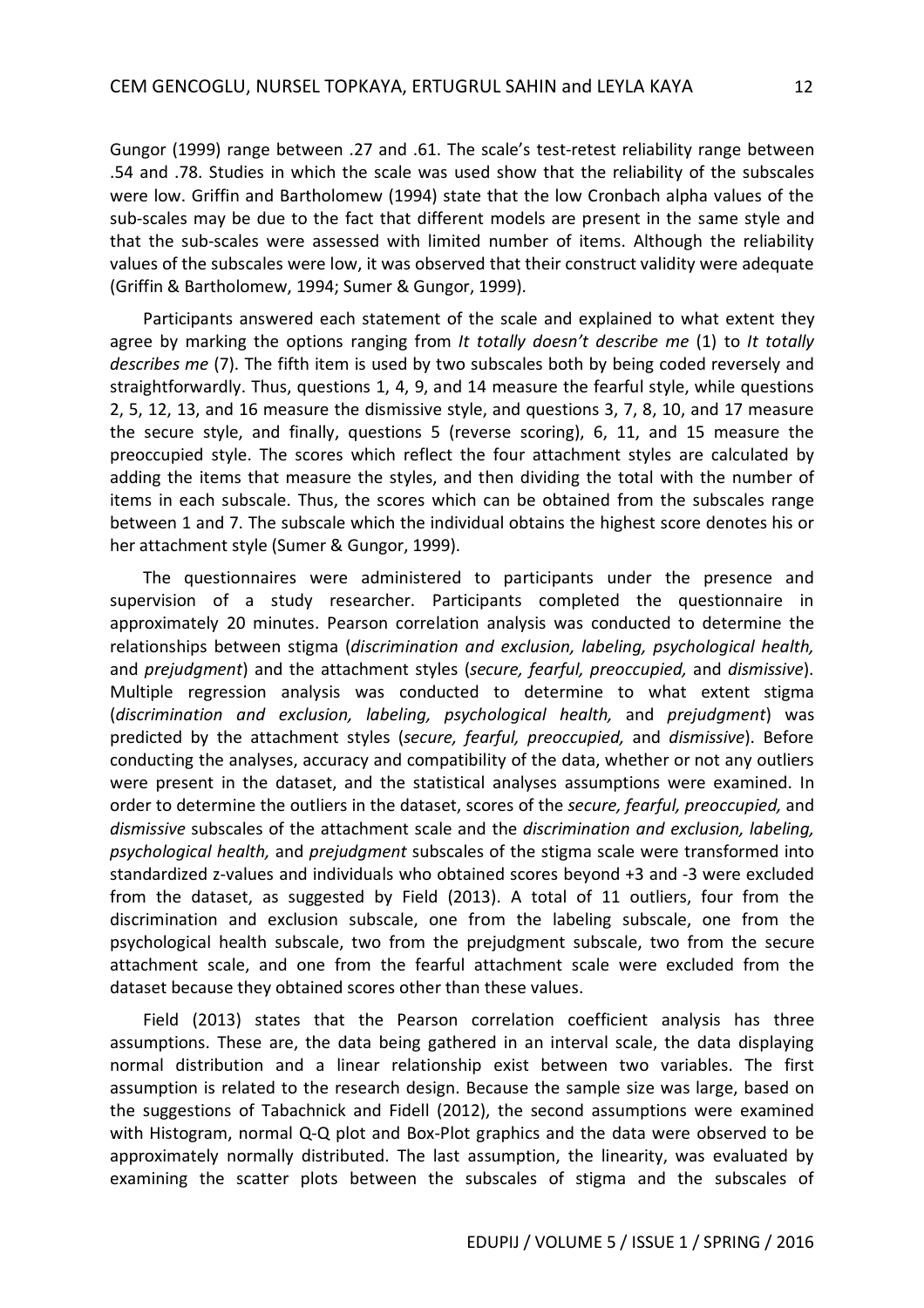Gungor (1999) range between .27 and .61. The scale's test-retest reliability range between .54 and .78. Studies in which the scale was used show that the reliability of the subscales were low. Griffin and Bartholomew (1994) state that the low Cronbach alpha values of the sub-scales may be due to the fact that different models are present in the same style and that the sub-scales were assessed with limited number of items. Although the reliability values of the subscales were low, it was observed that their construct validity were adequate (Griffin & Bartholomew, 1994; Sumer & Gungor, 1999).

Participants answered each statement of the scale and explained to what extent they agree by marking the options ranging from *It totally doesn't describe me* (1) to *It totally describes me* (7). The fifth item is used by two subscales both by being coded reversely and straightforwardly. Thus, questions 1, 4, 9, and 14 measure the fearful style, while questions 2, 5, 12, 13, and 16 measure the dismissive style, and questions 3, 7, 8, 10, and 17 measure the secure style, and finally, questions 5 (reverse scoring), 6, 11, and 15 measure the preoccupied style. The scores which reflect the four attachment styles are calculated by adding the items that measure the styles, and then dividing the total with the number of items in each subscale. Thus, the scores which can be obtained from the subscales range between 1 and 7. The subscale which the individual obtains the highest score denotes his or her attachment style (Sumer & Gungor, 1999).

The questionnaires were administered to participants under the presence and supervision of a study researcher. Participants completed the questionnaire in approximately 20 minutes. Pearson correlation analysis was conducted to determine the relationships between stigma (*discrimination and exclusion, labeling, psychological health,* and *prejudgment*) and the attachment styles (*secure, fearful, preoccupied,* and *dismissive*). Multiple regression analysis was conducted to determine to what extent stigma (*discrimination and exclusion, labeling, psychological health,* and *prejudgment*) was predicted by the attachment styles (*secure, fearful, preoccupied,* and *dismissive*). Before conducting the analyses, accuracy and compatibility of the data, whether or not any outliers were present in the dataset, and the statistical analyses assumptions were examined. In order to determine the outliers in the dataset, scores of the *secure, fearful, preoccupied,* and *dismissive* subscales of the attachment scale and the *discrimination and exclusion, labeling, psychological health,* and *prejudgment* subscales of the stigma scale were transformed into standardized z-values and individuals who obtained scores beyond +3 and -3 were excluded from the dataset, as suggested by Field (2013). A total of 11 outliers, four from the discrimination and exclusion subscale, one from the labeling subscale, one from the psychological health subscale, two from the prejudgment subscale, two from the secure attachment scale, and one from the fearful attachment scale were excluded from the dataset because they obtained scores other than these values.

Field (2013) states that the Pearson correlation coefficient analysis has three assumptions. These are, the data being gathered in an interval scale, the data displaying normal distribution and a linear relationship exist between two variables. The first assumption is related to the research design. Because the sample size was large, based on the suggestions of Tabachnick and Fidell (2012), the second assumptions were examined with Histogram, normal Q-Q plot and Box-Plot graphics and the data were observed to be approximately normally distributed. The last assumption, the linearity, was evaluated by examining the scatter plots between the subscales of stigma and the subscales of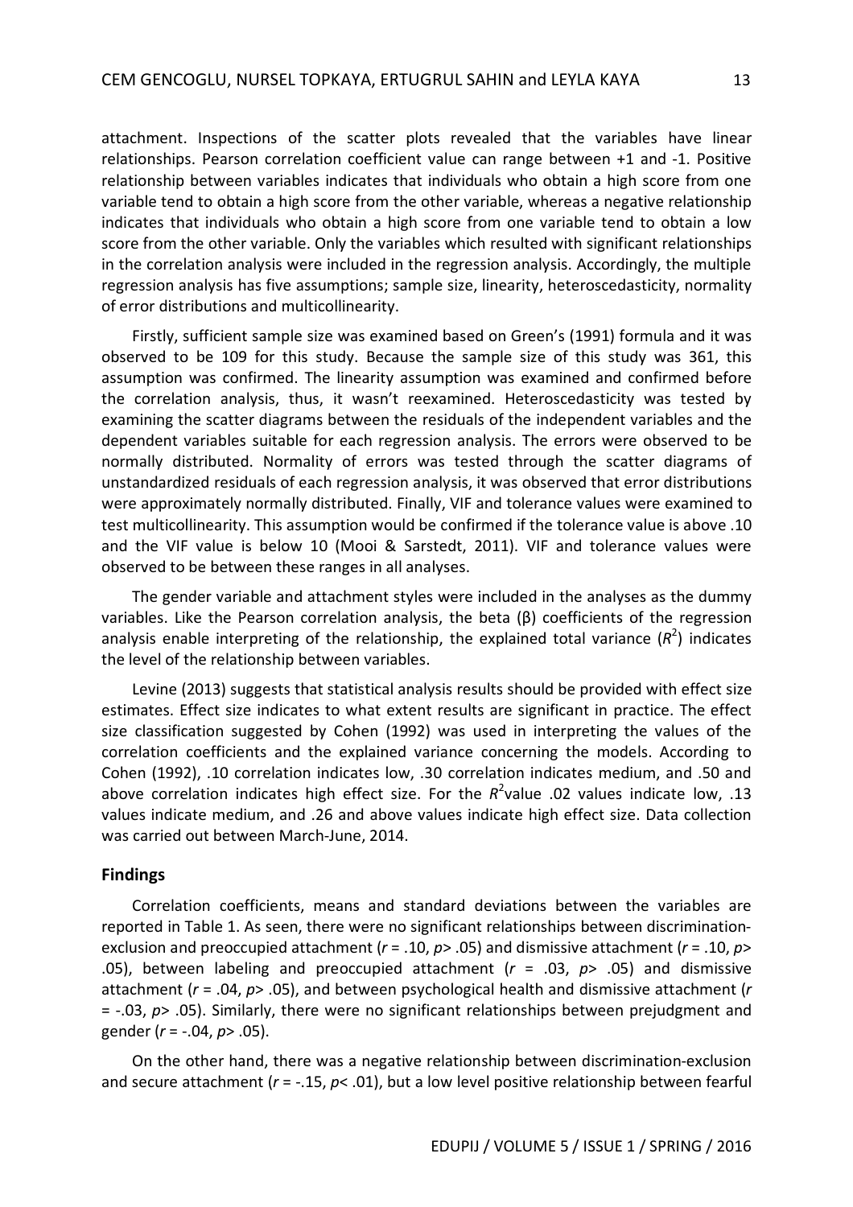attachment. Inspections of the scatter plots revealed that the variables have linear relationships. Pearson correlation coefficient value can range between +1 and -1. Positive relationship between variables indicates that individuals who obtain a high score from one variable tend to obtain a high score from the other variable, whereas a negative relationship indicates that individuals who obtain a high score from one variable tend to obtain a low score from the other variable. Only the variables which resulted with significant relationships in the correlation analysis were included in the regression analysis. Accordingly, the multiple regression analysis has five assumptions; sample size, linearity, heteroscedasticity, normality of error distributions and multicollinearity.

Firstly, sufficient sample size was examined based on Green's (1991) formula and it was observed to be 109 for this study. Because the sample size of this study was 361, this assumption was confirmed. The linearity assumption was examined and confirmed before the correlation analysis, thus, it wasn't reexamined. Heteroscedasticity was tested by examining the scatter diagrams between the residuals of the independent variables and the dependent variables suitable for each regression analysis. The errors were observed to be normally distributed. Normality of errors was tested through the scatter diagrams of unstandardized residuals of each regression analysis, it was observed that error distributions were approximately normally distributed. Finally, VIF and tolerance values were examined to test multicollinearity. This assumption would be confirmed if the tolerance value is above .10 and the VIF value is below 10 (Mooi & Sarstedt, 2011). VIF and tolerance values were observed to be between these ranges in all analyses.

The gender variable and attachment styles were included in the analyses as the dummy variables. Like the Pearson correlation analysis, the beta (β) coefficients of the regression analysis enable interpreting of the relationship, the explained total variance ($R^2$) indicates the level of the relationship between variables.

Levine (2013) suggests that statistical analysis results should be provided with effect size estimates. Effect size indicates to what extent results are significant in practice. The effect size classification suggested by Cohen (1992) was used in interpreting the values of the correlation coefficients and the explained variance concerning the models. According to Cohen (1992), .10 correlation indicates low, .30 correlation indicates medium, and .50 and above correlation indicates high effect size. For the $R^2$value .02 values indicate low, .13 values indicate medium, and .26 and above values indicate high effect size. Data collection was carried out between March-June, 2014.

## Findings

Correlation coefficients, means and standard deviations between the variables are reported in Table 1. As seen, there were no significant relationships between discrimination-exclusion and preoccupied attachment ($r$ = .10, $p$> .05) and dismissive attachment ($r$ = .10, $p$> .05), between labeling and preoccupied attachment ($r$ = .03, $p$> .05) and dismissive attachment ($r$ = .04, $p$> .05), and between psychological health and dismissive attachment ($r$ = -.03, $p$> .05). Similarly, there were no significant relationships between prejudgment and gender ($r$ = -.04, $p$> .05).

On the other hand, there was a negative relationship between discrimination-exclusion and secure attachment ($r$ = -.15, $p$< .01), but a low level positive relationship between fearful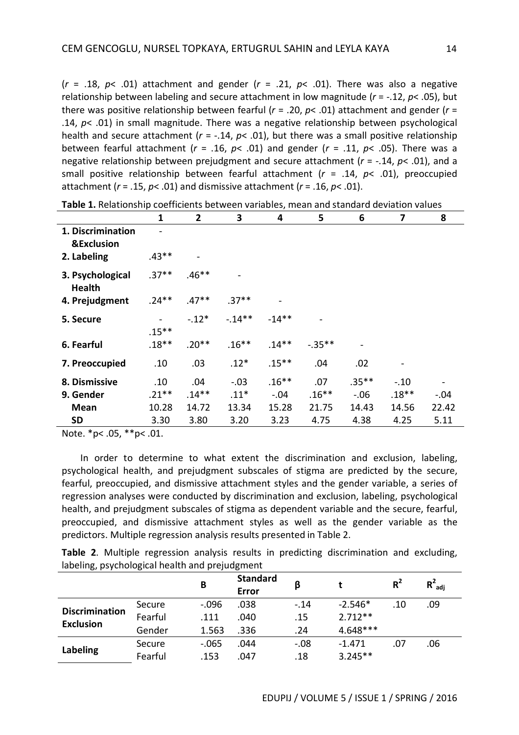($r$ = .18, $p$< .01) attachment and gender ($r$ = .21, $p$< .01). There was also a negative relationship between labeling and secure attachment in low magnitude ($r$ = -.12, $p$< .05), but there was positive relationship between fearful ($r$ = .20, $p$< .01) attachment and gender ($r$ = .14, $p$< .01) in small magnitude. There was a negative relationship between psychological health and secure attachment ($r$ = -.14, $p$< .01), but there was a small positive relationship between fearful attachment ($r$ = .16, $p$< .01) and gender ($r$ = .11, $p$< .05). There was a negative relationship between prejudgment and secure attachment ($r$ = -.14, $p$< .01), and a small positive relationship between fearful attachment ($r$ = .14, $p$< .01), preoccupied attachment ($r$ = .15, $p$< .01) and dismissive attachment ($r$ = .16, $p$< .01).

**Table 1.** Relationship coefficients between variables, mean and standard deviation values

| | 1 | 2 | 3 | 4 | 5 | 6 | 7 | 8 |
|---|---|---|---|---|---|---|---|---|
| **1. Discrimination &Exclusion** | - | | | | | | | |
| **2. Labeling** | .43** | - | | | | | | |
| **3. Psychological Health** | .37** | .46** | - | | | | | |
| **4. Prejudgment** | .24** | .47** | .37** | - | | | | |
| **5. Secure** | -.15** | -.12* | -.14** | -14** | - | | | |
| **6. Fearful** | .18** | .20** | .16** | .14** | -.35** | - | | |
| **7. Preoccupied** | .10 | .03 | .12* | .15** | .04 | .02 | - | |
| **8. Dismissive** | .10 | .04 | -.03 | .16** | .07 | .35** | -.10 | - |
| **9. Gender** | .21** | .14** | .11* | -.04 | .16** | -.06 | .18** | -.04 |
| **Mean** | 10.28 | 14.72 | 13.34 | 15.28 | 21.75 | 14.43 | 14.56 | 22.42 |
| **SD** | 3.30 | 3.80 | 3.20 | 3.23 | 4.75 | 4.38 | 4.25 | 5.11 |

Note. *p< .05, **p< .01.

In order to determine to what extent the discrimination and exclusion, labeling, psychological health, and prejudgment subscales of stigma are predicted by the secure, fearful, preoccupied, and dismissive attachment styles and the gender variable, a series of regression analyses were conducted by discrimination and exclusion, labeling, psychological health, and prejudgment subscales of stigma as dependent variable and the secure, fearful, preoccupied, and dismissive attachment styles as well as the gender variable as the predictors. Multiple regression analysis results presented in Table 2.

**Table 2**. Multiple regression analysis results in predicting discrimination and excluding, labeling, psychological health and prejudgment

| | | B | Standard Error | β | t | $R^2$ | $R^2_{adj}$ |
|---|---|---|---|---|---|---|---|
| **Discrimination Exclusion** | Secure | -.096 | .038 | -.14 | -2.546* | .10 | .09 |
| | Fearful | .111 | .040 | .15 | 2.712** | | |
| | Gender | 1.563 | .336 | .24 | 4.648*** | | |
| **Labeling** | Secure | -.065 | .044 | -.08 | -1.471 | .07 | .06 |
| | Fearful | .153 | .047 | .18 | 3.245** | | |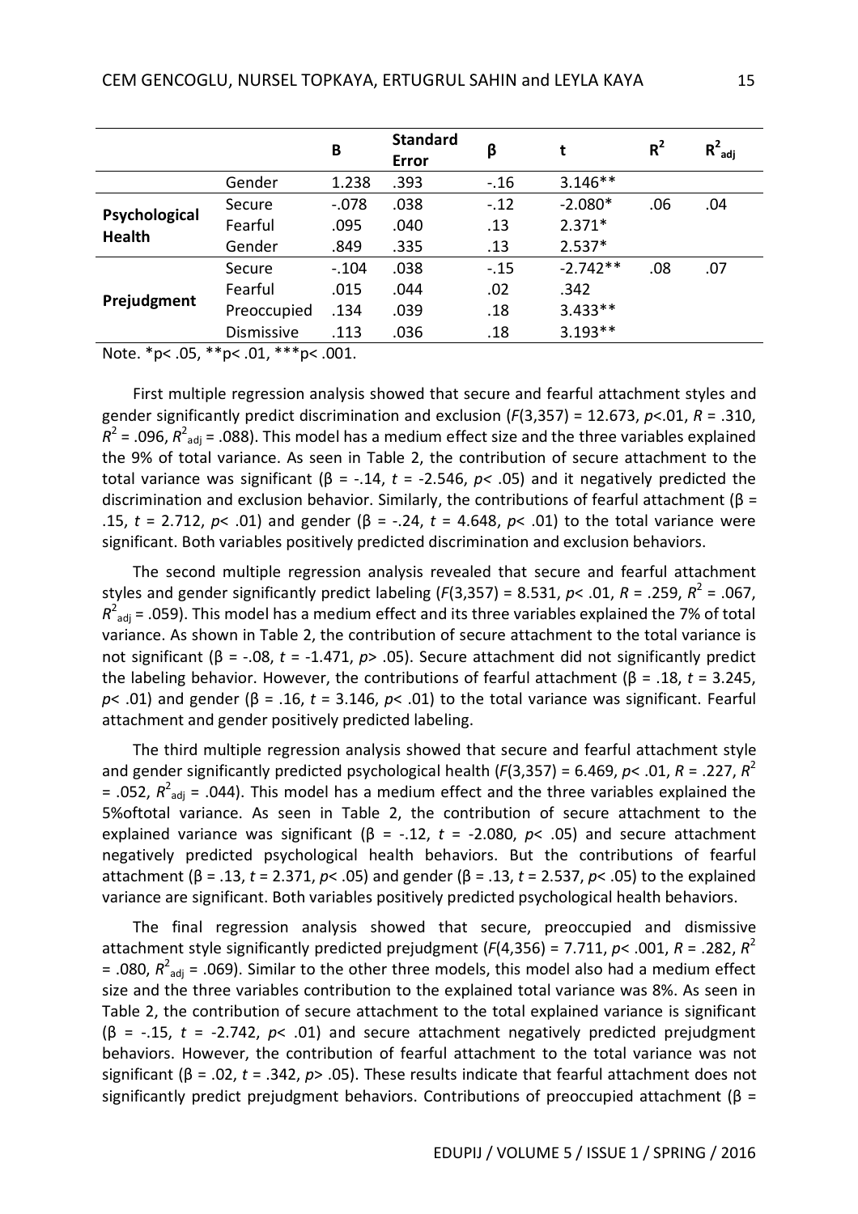| | | B | Standard Error | β | t | $R^2$ | $R^2_{adj}$ |
|---|---|---|---|---|---|---|---|
| | Gender | 1.238 | .393 | -.16 | 3.146** | | |
| Psychological Health | Secure | -.078 | .038 | -.12 | -2.080* | .06 | .04 |
| | Fearful | .095 | .040 | .13 | 2.371* | | |
| | Gender | .849 | .335 | .13 | 2.537* | | |
| Prejudgment | Secure | -.104 | .038 | -.15 | -2.742** | .08 | .07 |
| | Fearful | .015 | .044 | .02 | .342 | | |
| | Preoccupied | .134 | .039 | .18 | 3.433** | | |
| | Dismissive | .113 | .036 | .18 | 3.193** | | |

Note. *p< .05, **p< .01, ***p< .001.

First multiple regression analysis showed that secure and fearful attachment styles and gender significantly predict discrimination and exclusion ($F(3,357) = 12.673$, $p<.01$, $R = .310$, $R^2 = .096$, $R^2_{adj} = .088$). This model has a medium effect size and the three variables explained the 9% of total variance. As seen in Table 2, the contribution of secure attachment to the total variance was significant ($β = -.14$, $t = -2.546$, $p< .05$) and it negatively predicted the discrimination and exclusion behavior. Similarly, the contributions of fearful attachment ($β = .15$, $t = 2.712$, $p< .01$) and gender ($β = -.24$, $t = 4.648$, $p< .01$) to the total variance were significant. Both variables positively predicted discrimination and exclusion behaviors.

The second multiple regression analysis revealed that secure and fearful attachment styles and gender significantly predict labeling ($F(3,357) = 8.531$, $p< .01$, $R = .259$, $R^2 = .067$, $R^2_{adj} = .059$). This model has a medium effect and its three variables explained the 7% of total variance. As shown in Table 2, the contribution of secure attachment to the total variance is not significant ($β = -.08$, $t = -1.471$, $p> .05$). Secure attachment did not significantly predict the labeling behavior. However, the contributions of fearful attachment ($β = .18$, $t = 3.245$, $p< .01$) and gender ($β = .16$, $t = 3.146$, $p< .01$) to the total variance was significant. Fearful attachment and gender positively predicted labeling.

The third multiple regression analysis showed that secure and fearful attachment style and gender significantly predicted psychological health ($F(3,357) = 6.469$, $p< .01$, $R = .227$, $R^2 = .052$, $R^2_{adj} = .044$). This model has a medium effect and the three variables explained the 5%oftotal variance. As seen in Table 2, the contribution of secure attachment to the explained variance was significant ($β = -.12$, $t = -2.080$, $p< .05$) and secure attachment negatively predicted psychological health behaviors. But the contributions of fearful attachment ($β = .13$, $t = 2.371$, $p< .05$) and gender ($β = .13$, $t = 2.537$, $p< .05$) to the explained variance are significant. Both variables positively predicted psychological health behaviors.

The final regression analysis showed that secure, preoccupied and dismissive attachment style significantly predicted prejudgment ($F(4,356) = 7.711$, $p< .001$, $R = .282$, $R^2 = .080$, $R^2_{adj} = .069$). Similar to the other three models, this model also had a medium effect size and the three variables contribution to the explained total variance was 8%. As seen in Table 2, the contribution of secure attachment to the total explained variance is significant ($β = -.15$, $t = -2.742$, $p< .01$) and secure attachment negatively predicted prejudgment behaviors. However, the contribution of fearful attachment to the total variance was not significant ($β = .02$, $t = .342$, $p> .05$). These results indicate that fearful attachment does not significantly predict prejudgment behaviors. Contributions of preoccupied attachment (β =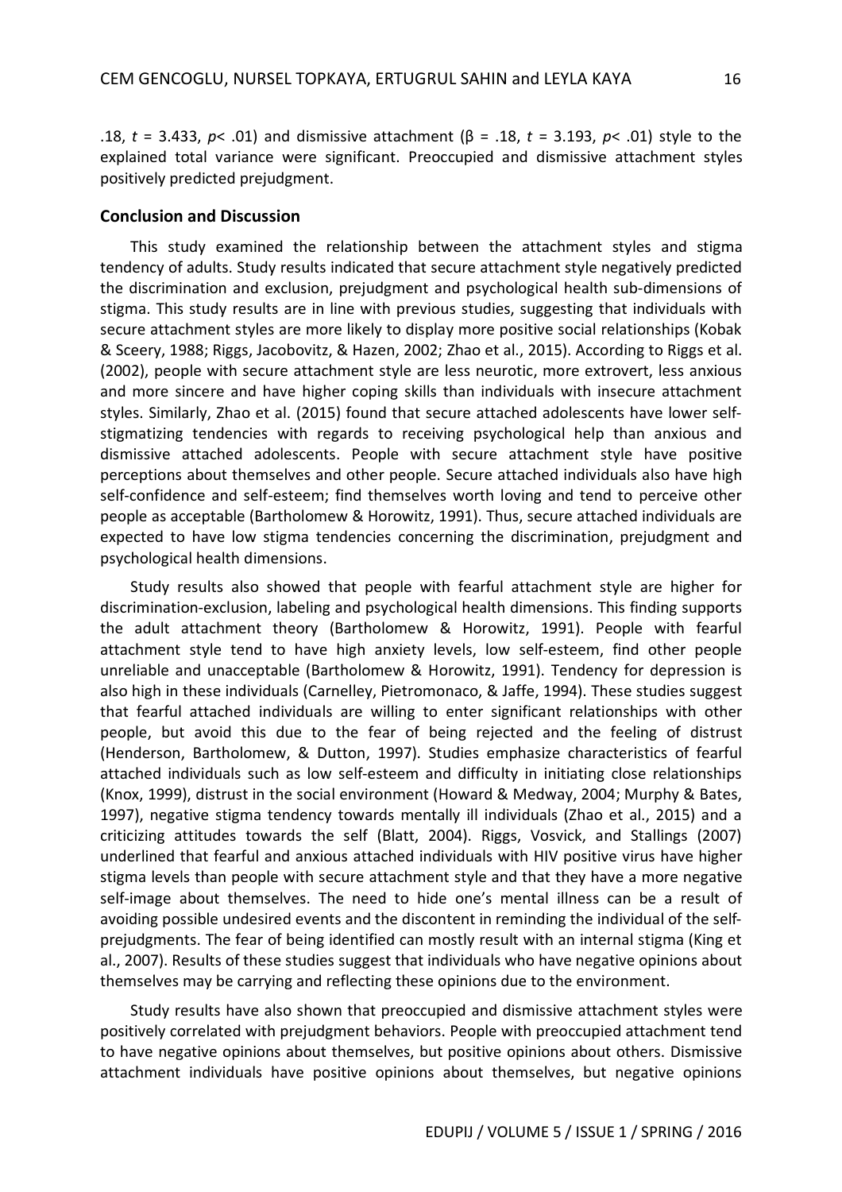.18, $t = 3.433$, $p < .01$) and dismissive attachment ($\beta = .18$, $t = 3.193$, $p < .01$) style to the explained total variance were significant. Preoccupied and dismissive attachment styles positively predicted prejudgment.

## Conclusion and Discussion

This study examined the relationship between the attachment styles and stigma tendency of adults. Study results indicated that secure attachment style negatively predicted the discrimination and exclusion, prejudgment and psychological health sub-dimensions of stigma. This study results are in line with previous studies, suggesting that individuals with secure attachment styles are more likely to display more positive social relationships (Kobak & Sceery, 1988; Riggs, Jacobovitz, & Hazen, 2002; Zhao et al., 2015). According to Riggs et al. (2002), people with secure attachment style are less neurotic, more extrovert, less anxious and more sincere and have higher coping skills than individuals with insecure attachment styles. Similarly, Zhao et al. (2015) found that secure attached adolescents have lower self-stigmatizing tendencies with regards to receiving psychological help than anxious and dismissive attached adolescents. People with secure attachment style have positive perceptions about themselves and other people. Secure attached individuals also have high self-confidence and self-esteem; find themselves worth loving and tend to perceive other people as acceptable (Bartholomew & Horowitz, 1991). Thus, secure attached individuals are expected to have low stigma tendencies concerning the discrimination, prejudgment and psychological health dimensions.

Study results also showed that people with fearful attachment style are higher for discrimination-exclusion, labeling and psychological health dimensions. This finding supports the adult attachment theory (Bartholomew & Horowitz, 1991). People with fearful attachment style tend to have high anxiety levels, low self-esteem, find other people unreliable and unacceptable (Bartholomew & Horowitz, 1991). Tendency for depression is also high in these individuals (Carnelley, Pietromonaco, & Jaffe, 1994). These studies suggest that fearful attached individuals are willing to enter significant relationships with other people, but avoid this due to the fear of being rejected and the feeling of distrust (Henderson, Bartholomew, & Dutton, 1997). Studies emphasize characteristics of fearful attached individuals such as low self-esteem and difficulty in initiating close relationships (Knox, 1999), distrust in the social environment (Howard & Medway, 2004; Murphy & Bates, 1997), negative stigma tendency towards mentally ill individuals (Zhao et al., 2015) and a criticizing attitudes towards the self (Blatt, 2004). Riggs, Vosvick, and Stallings (2007) underlined that fearful and anxious attached individuals with HIV positive virus have higher stigma levels than people with secure attachment style and that they have a more negative self-image about themselves. The need to hide one's mental illness can be a result of avoiding possible undesired events and the discontent in reminding the individual of the self-prejudgments. The fear of being identified can mostly result with an internal stigma (King et al., 2007). Results of these studies suggest that individuals who have negative opinions about themselves may be carrying and reflecting these opinions due to the environment.

Study results have also shown that preoccupied and dismissive attachment styles were positively correlated with prejudgment behaviors. People with preoccupied attachment tend to have negative opinions about themselves, but positive opinions about others. Dismissive attachment individuals have positive opinions about themselves, but negative opinions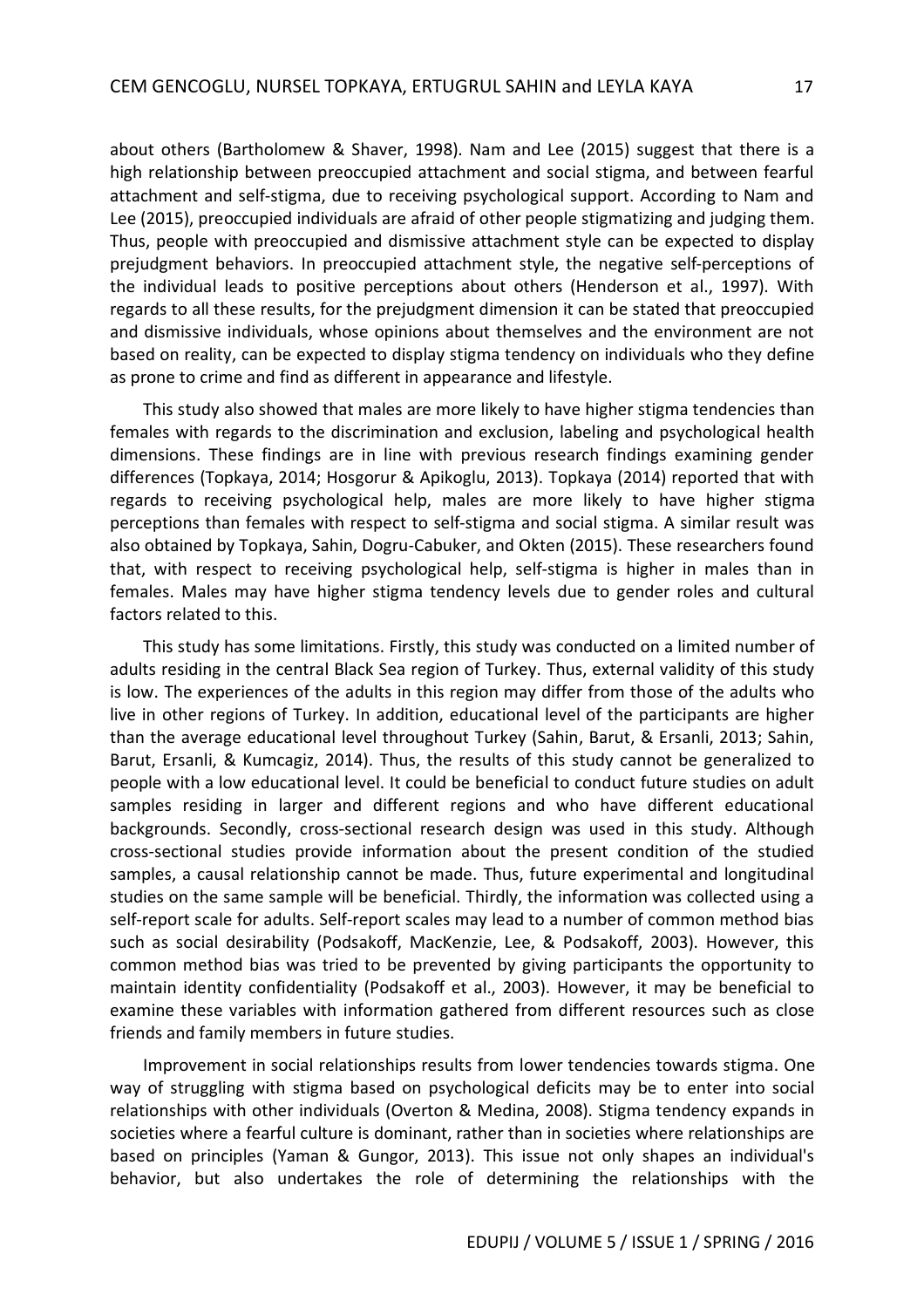about others (Bartholomew & Shaver, 1998). Nam and Lee (2015) suggest that there is a high relationship between preoccupied attachment and social stigma, and between fearful attachment and self-stigma, due to receiving psychological support. According to Nam and Lee (2015), preoccupied individuals are afraid of other people stigmatizing and judging them. Thus, people with preoccupied and dismissive attachment style can be expected to display prejudgment behaviors. In preoccupied attachment style, the negative self-perceptions of the individual leads to positive perceptions about others (Henderson et al., 1997). With regards to all these results, for the prejudgment dimension it can be stated that preoccupied and dismissive individuals, whose opinions about themselves and the environment are not based on reality, can be expected to display stigma tendency on individuals who they define as prone to crime and find as different in appearance and lifestyle.

This study also showed that males are more likely to have higher stigma tendencies than females with regards to the discrimination and exclusion, labeling and psychological health dimensions. These findings are in line with previous research findings examining gender differences (Topkaya, 2014; Hosgorur & Apikoglu, 2013). Topkaya (2014) reported that with regards to receiving psychological help, males are more likely to have higher stigma perceptions than females with respect to self-stigma and social stigma. A similar result was also obtained by Topkaya, Sahin, Dogru-Cabuker, and Okten (2015). These researchers found that, with respect to receiving psychological help, self-stigma is higher in males than in females. Males may have higher stigma tendency levels due to gender roles and cultural factors related to this.

This study has some limitations. Firstly, this study was conducted on a limited number of adults residing in the central Black Sea region of Turkey. Thus, external validity of this study is low. The experiences of the adults in this region may differ from those of the adults who live in other regions of Turkey. In addition, educational level of the participants are higher than the average educational level throughout Turkey (Sahin, Barut, & Ersanli, 2013; Sahin, Barut, Ersanli, & Kumcagiz, 2014). Thus, the results of this study cannot be generalized to people with a low educational level. It could be beneficial to conduct future studies on adult samples residing in larger and different regions and who have different educational backgrounds. Secondly, cross-sectional research design was used in this study. Although cross-sectional studies provide information about the present condition of the studied samples, a causal relationship cannot be made. Thus, future experimental and longitudinal studies on the same sample will be beneficial. Thirdly, the information was collected using a self-report scale for adults. Self-report scales may lead to a number of common method bias such as social desirability (Podsakoff, MacKenzie, Lee, & Podsakoff, 2003). However, this common method bias was tried to be prevented by giving participants the opportunity to maintain identity confidentiality (Podsakoff et al., 2003). However, it may be beneficial to examine these variables with information gathered from different resources such as close friends and family members in future studies.

Improvement in social relationships results from lower tendencies towards stigma. One way of struggling with stigma based on psychological deficits may be to enter into social relationships with other individuals (Overton & Medina, 2008). Stigma tendency expands in societies where a fearful culture is dominant, rather than in societies where relationships are based on principles (Yaman & Gungor, 2013). This issue not only shapes an individual's behavior, but also undertakes the role of determining the relationships with the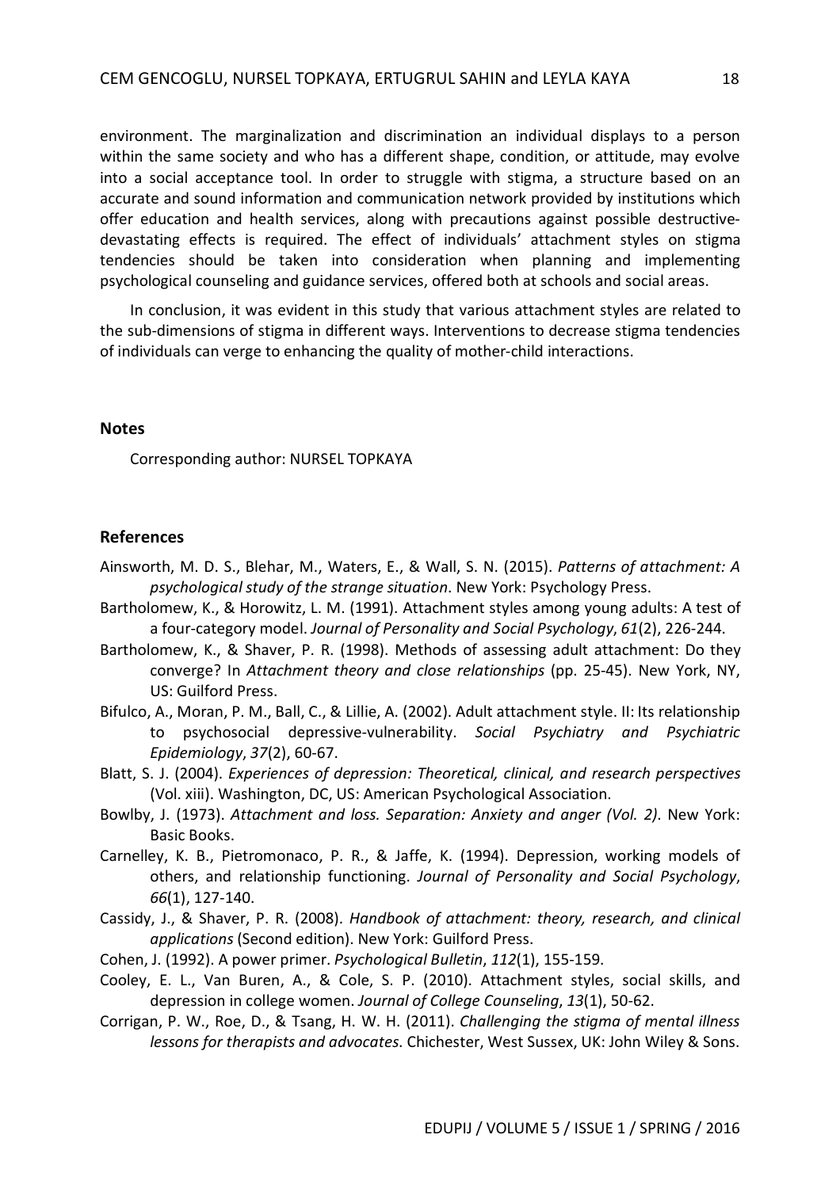environment. The marginalization and discrimination an individual displays to a person within the same society and who has a different shape, condition, or attitude, may evolve into a social acceptance tool. In order to struggle with stigma, a structure based on an accurate and sound information and communication network provided by institutions which offer education and health services, along with precautions against possible destructive-devastating effects is required. The effect of individuals' attachment styles on stigma tendencies should be taken into consideration when planning and implementing psychological counseling and guidance services, offered both at schools and social areas.

In conclusion, it was evident in this study that various attachment styles are related to the sub-dimensions of stigma in different ways. Interventions to decrease stigma tendencies of individuals can verge to enhancing the quality of mother-child interactions.

## Notes

Corresponding author: NURSEL TOPKAYA

## References

Ainsworth, M. D. S., Blehar, M., Waters, E., & Wall, S. N. (2015). *Patterns of attachment: A psychological study of the strange situation*. New York: Psychology Press.

Bartholomew, K., & Horowitz, L. M. (1991). Attachment styles among young adults: A test of a four-category model. *Journal of Personality and Social Psychology*, *61*(2), 226-244.

Bartholomew, K., & Shaver, P. R. (1998). Methods of assessing adult attachment: Do they converge? In *Attachment theory and close relationships* (pp. 25-45). New York, NY, US: Guilford Press.

Bifulco, A., Moran, P. M., Ball, C., & Lillie, A. (2002). Adult attachment style. II: Its relationship to psychosocial depressive-vulnerability. *Social Psychiatry and Psychiatric Epidemiology*, *37*(2), 60-67.

Blatt, S. J. (2004). *Experiences of depression: Theoretical, clinical, and research perspectives* (Vol. xiii). Washington, DC, US: American Psychological Association.

Bowlby, J. (1973). *Attachment and loss. Separation: Anxiety and anger (Vol. 2)*. New York: Basic Books.

Carnelley, K. B., Pietromonaco, P. R., & Jaffe, K. (1994). Depression, working models of others, and relationship functioning. *Journal of Personality and Social Psychology*, *66*(1), 127-140.

Cassidy, J., & Shaver, P. R. (2008). *Handbook of attachment: theory, research, and clinical applications* (Second edition). New York: Guilford Press.

Cohen, J. (1992). A power primer. *Psychological Bulletin*, *112*(1), 155-159.

Cooley, E. L., Van Buren, A., & Cole, S. P. (2010). Attachment styles, social skills, and depression in college women. *Journal of College Counseling*, *13*(1), 50-62.

Corrigan, P. W., Roe, D., & Tsang, H. W. H. (2011). *Challenging the stigma of mental illness lessons for therapists and advocates.* Chichester, West Sussex, UK: John Wiley & Sons.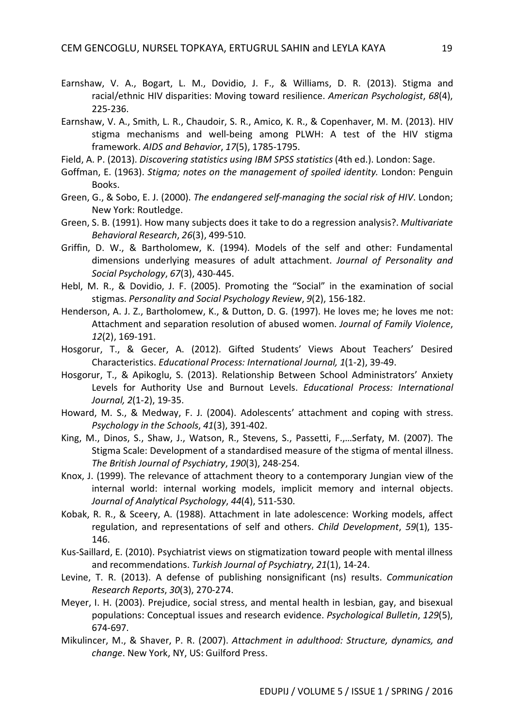Earnshaw, V. A., Bogart, L. M., Dovidio, J. F., & Williams, D. R. (2013). Stigma and racial/ethnic HIV disparities: Moving toward resilience. *American Psychologist*, *68*(4), 225-236.

Earnshaw, V. A., Smith, L. R., Chaudoir, S. R., Amico, K. R., & Copenhaver, M. M. (2013). HIV stigma mechanisms and well-being among PLWH: A test of the HIV stigma framework. *AIDS and Behavior*, *17*(5), 1785-1795.

Field, A. P. (2013). *Discovering statistics using IBM SPSS statistics* (4th ed.). London: Sage.

Goffman, E. (1963). *Stigma; notes on the management of spoiled identity.* London: Penguin Books.

Green, G., & Sobo, E. J. (2000). *The endangered self-managing the social risk of HIV*. London; New York: Routledge.

Green, S. B. (1991). How many subjects does it take to do a regression analysis?. *Multivariate Behavioral Research*, *26*(3), 499-510.

Griffin, D. W., & Bartholomew, K. (1994). Models of the self and other: Fundamental dimensions underlying measures of adult attachment. *Journal of Personality and Social Psychology*, *67*(3), 430-445.

Hebl, M. R., & Dovidio, J. F. (2005). Promoting the "Social" in the examination of social stigmas. *Personality and Social Psychology Review*, *9*(2), 156-182.

Henderson, A. J. Z., Bartholomew, K., & Dutton, D. G. (1997). He loves me; he loves me not: Attachment and separation resolution of abused women. *Journal of Family Violence*, *12*(2), 169-191.

Hosgorur, T., & Gecer, A. (2012). Gifted Students' Views About Teachers' Desired Characteristics. *Educational Process: International Journal, 1*(1-2), 39-49.

Hosgorur, T., & Apikoglu, S. (2013). Relationship Between School Administrators' Anxiety Levels for Authority Use and Burnout Levels. *Educational Process: International Journal, 2*(1-2), 19-35.

Howard, M. S., & Medway, F. J. (2004). Adolescents' attachment and coping with stress. *Psychology in the Schools*, *41*(3), 391-402.

King, M., Dinos, S., Shaw, J., Watson, R., Stevens, S., Passetti, F.,…Serfaty, M. (2007). The Stigma Scale: Development of a standardised measure of the stigma of mental illness. *The British Journal of Psychiatry*, *190*(3), 248-254.

Knox, J. (1999). The relevance of attachment theory to a contemporary Jungian view of the internal world: internal working models, implicit memory and internal objects. *Journal of Analytical Psychology*, *44*(4), 511-530.

Kobak, R. R., & Sceery, A. (1988). Attachment in late adolescence: Working models, affect regulation, and representations of self and others. *Child Development*, *59*(1), 135-146.

Kus-Saillard, E. (2010). Psychiatrist views on stigmatization toward people with mental illness and recommendations. *Turkish Journal of Psychiatry*, *21*(1), 14-24.

Levine, T. R. (2013). A defense of publishing nonsignificant (ns) results. *Communication Research Reports*, *30*(3), 270-274.

Meyer, I. H. (2003). Prejudice, social stress, and mental health in lesbian, gay, and bisexual populations: Conceptual issues and research evidence. *Psychological Bulletin*, *129*(5), 674-697.

Mikulincer, M., & Shaver, P. R. (2007). *Attachment in adulthood: Structure, dynamics, and change*. New York, NY, US: Guilford Press.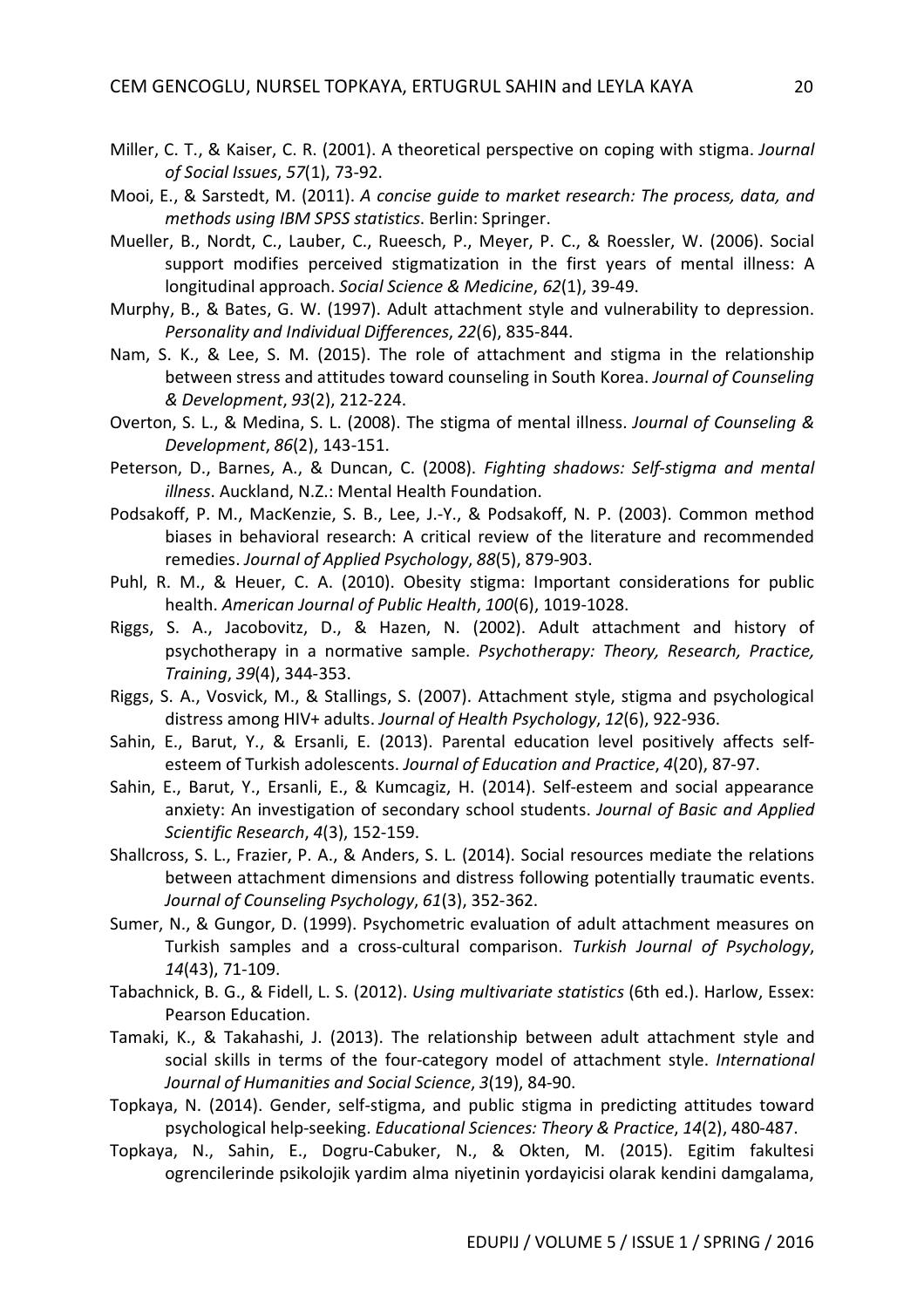Miller, C. T., & Kaiser, C. R. (2001). A theoretical perspective on coping with stigma. *Journal of Social Issues*, *57*(1), 73-92.

Mooi, E., & Sarstedt, M. (2011). *A concise guide to market research: The process, data, and methods using IBM SPSS statistics*. Berlin: Springer.

Mueller, B., Nordt, C., Lauber, C., Rueesch, P., Meyer, P. C., & Roessler, W. (2006). Social support modifies perceived stigmatization in the first years of mental illness: A longitudinal approach. *Social Science & Medicine*, *62*(1), 39-49.

Murphy, B., & Bates, G. W. (1997). Adult attachment style and vulnerability to depression. *Personality and Individual Differences*, *22*(6), 835-844.

Nam, S. K., & Lee, S. M. (2015). The role of attachment and stigma in the relationship between stress and attitudes toward counseling in South Korea. *Journal of Counseling & Development*, *93*(2), 212-224.

Overton, S. L., & Medina, S. L. (2008). The stigma of mental illness. *Journal of Counseling & Development*, *86*(2), 143-151.

Peterson, D., Barnes, A., & Duncan, C. (2008). *Fighting shadows: Self-stigma and mental illness*. Auckland, N.Z.: Mental Health Foundation.

Podsakoff, P. M., MacKenzie, S. B., Lee, J.-Y., & Podsakoff, N. P. (2003). Common method biases in behavioral research: A critical review of the literature and recommended remedies. *Journal of Applied Psychology*, *88*(5), 879-903.

Puhl, R. M., & Heuer, C. A. (2010). Obesity stigma: Important considerations for public health. *American Journal of Public Health*, *100*(6), 1019-1028.

Riggs, S. A., Jacobovitz, D., & Hazen, N. (2002). Adult attachment and history of psychotherapy in a normative sample. *Psychotherapy: Theory, Research, Practice, Training*, *39*(4), 344-353.

Riggs, S. A., Vosvick, M., & Stallings, S. (2007). Attachment style, stigma and psychological distress among HIV+ adults. *Journal of Health Psychology*, *12*(6), 922-936.

Sahin, E., Barut, Y., & Ersanli, E. (2013). Parental education level positively affects self-esteem of Turkish adolescents. *Journal of Education and Practice*, *4*(20), 87-97.

Sahin, E., Barut, Y., Ersanli, E., & Kumcagiz, H. (2014). Self-esteem and social appearance anxiety: An investigation of secondary school students. *Journal of Basic and Applied Scientific Research*, *4*(3), 152-159.

Shallcross, S. L., Frazier, P. A., & Anders, S. L. (2014). Social resources mediate the relations between attachment dimensions and distress following potentially traumatic events. *Journal of Counseling Psychology*, *61*(3), 352-362.

Sumer, N., & Gungor, D. (1999). Psychometric evaluation of adult attachment measures on Turkish samples and a cross-cultural comparison. *Turkish Journal of Psychology*, *14*(43), 71-109.

Tabachnick, B. G., & Fidell, L. S. (2012). *Using multivariate statistics* (6th ed.). Harlow, Essex: Pearson Education.

Tamaki, K., & Takahashi, J. (2013). The relationship between adult attachment style and social skills in terms of the four-category model of attachment style. *International Journal of Humanities and Social Science*, *3*(19), 84-90.

Topkaya, N. (2014). Gender, self-stigma, and public stigma in predicting attitudes toward psychological help-seeking. *Educational Sciences: Theory & Practice*, *14*(2), 480-487.

Topkaya, N., Sahin, E., Dogru-Cabuker, N., & Okten, M. (2015). Egitim fakultesi ogrencilerinde psikolojik yardim alma niyetinin yordayicisi olarak kendini damgalama,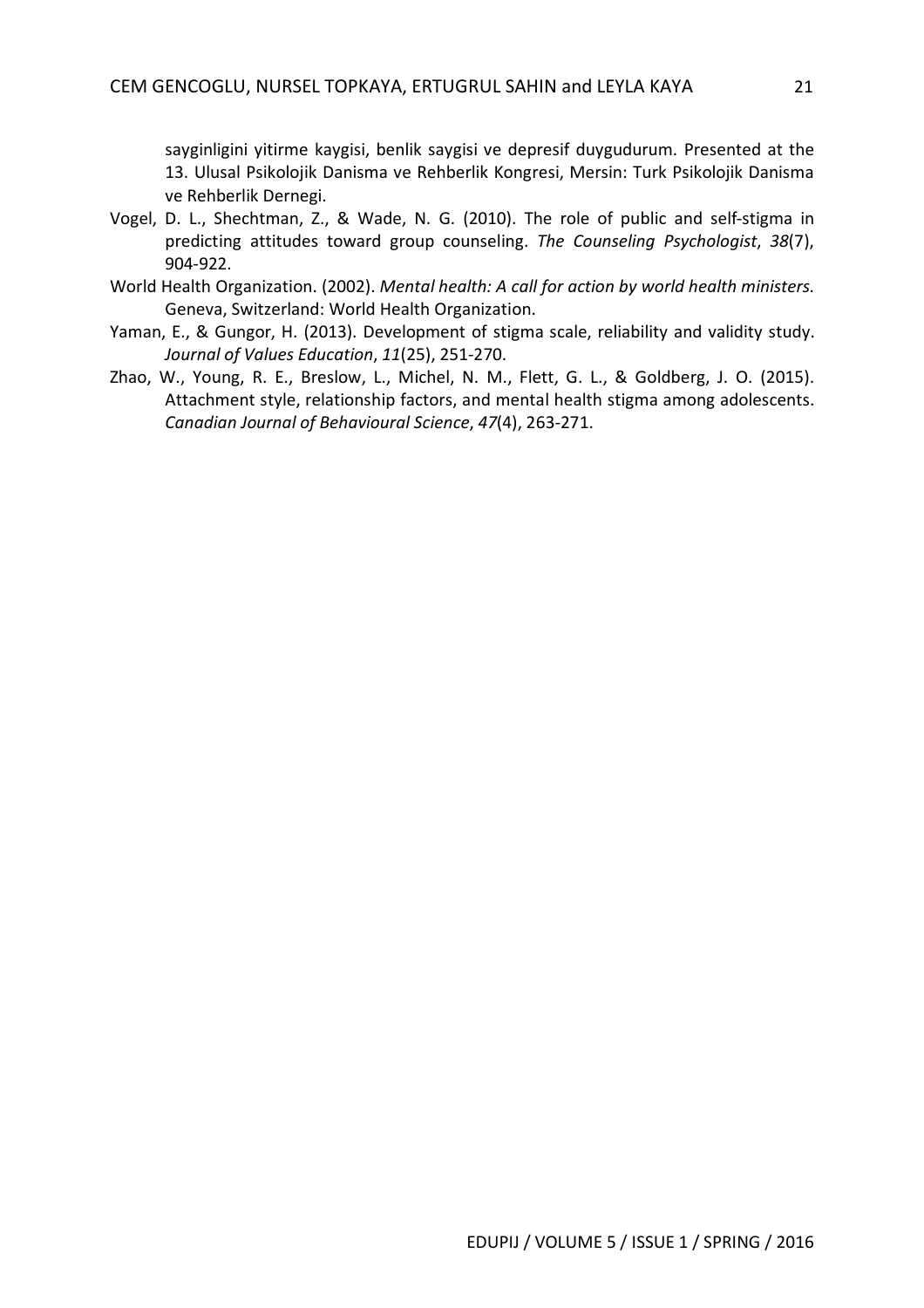sayginligini yitirme kaygisi, benlik saygisi ve depresif duygudurum. Presented at the 13. Ulusal Psikolojik Danisma ve Rehberlik Kongresi, Mersin: Turk Psikolojik Danisma ve Rehberlik Dernegi.

Vogel, D. L., Shechtman, Z., & Wade, N. G. (2010). The role of public and self-stigma in predicting attitudes toward group counseling. *The Counseling Psychologist*, *38*(7), 904-922.

World Health Organization. (2002). *Mental health: A call for action by world health ministers*. Geneva, Switzerland: World Health Organization.

Yaman, E., & Gungor, H. (2013). Development of stigma scale, reliability and validity study. *Journal of Values Education*, *11*(25), 251-270.

Zhao, W., Young, R. E., Breslow, L., Michel, N. M., Flett, G. L., & Goldberg, J. O. (2015). Attachment style, relationship factors, and mental health stigma among adolescents. *Canadian Journal of Behavioural Science*, *47*(4), 263-271.